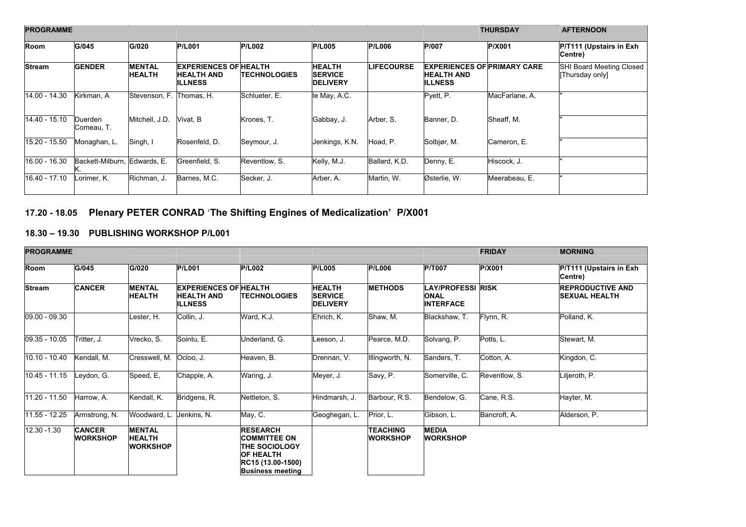| PROGRAMME | | | | | | | | THURSDAY | AFTERNOON |
|---|---|---|---|---|---|---|---|---|---|
| **Room** | **G/045** | **G/020** | **P/L001** | **P/L002** | **P/L005** | **P/L006** | **P/007** | **P/X001** | **P/T111 (Upstairs in Exh Centre)** |
| **Stream** | **GENDER** | **MENTAL HEALTH** | **EXPERIENCES OF HEALTH AND ILLNESS** | **HEALTH TECHNOLOGIES** | **HEALTH SERVICE DELIVERY** | **LIFECOURSE** | **EXPERIENCES OF HEALTH AND ILLNESS** | **PRIMARY CARE** | SHI Board Meeting Closed [Thursday only] |
| 14.00 - 14.30 | Kirkman, A | Stevenson, F. | Thomas, H. | Schlueter, E. | le May, A.C. | | Pyett, P. | MacFarlane, A. | " |
| 14.40 - 15.10 | Duerden Comeau, T. | Mitchell, J.D. | Vivat, B | Krones, T. | Gabbay, J. | Arber, S. | Banner, D. | Sheaff, M. | " |
| 15.20 - 15.50 | Monaghan, L. | Singh, I | Rosenfeld, D. | Seymour, J. | Jenkings, K.N. | Hoad, P. | Solbjør, M. | Cameron, E. | " |
| 16.00 - 16.30 | Backett-Milburn, K. | Edwards, E. | Greenfield, S. | Reventlow, S. | Kelly, M.J. | Ballard, K.D. | Denny, E. | Hiscock, J. | " |
| 16.40 - 17.10 | Lorimer, K. | Richman, J. | Barnes, M.C. | Secker, J. | Arber, A. | Martin, W. | Østerlie, W. | Meerabeau, E. | " |

## 17.20 - 18.05 Plenary PETER CONRAD 'The Shifting Engines of Medicalization' P/X001

## 18.30 – 19.30 PUBLISHING WORKSHOP P/L001

| PROGRAMME | | | | | | | | FRIDAY | MORNING |
|---|---|---|---|---|---|---|---|---|---|
| **Room** | **G/045** | **G/020** | **P/L001** | **P/L002** | **P/L005** | **P/L006** | **P/T007** | **P/X001** | **P/T111 (Upstairs in Exh Centre)** |
| **Stream** | **CANCER** | **MENTAL HEALTH** | **EXPERIENCES OF HEALTH AND ILLNESS** | **HEALTH TECHNOLOGIES** | **HEALTH SERVICE DELIVERY** | **METHODS** | **LAY/PROFESSIONAL INTERFACE** | **RISK** | **REPRODUCTIVE AND SEXUAL HEALTH** |
| 09.00 - 09.30 | | Lester, H. | Collin, J. | Ward, K.J. | Ehrich, K. | Shaw, M. | Blackshaw, T. | Flynn, R. | Polland, K. |
| 09.35 - 10.05 | Tritter, J. | Vrecko, S. | Sointu, E. | Underland, G. | Leeson, J. | Pearce, M.D. | Solvang, P. | Potts, L. | Stewart, M. |
| 10.10 - 10.40 | Kendall, M. | Cresswell, M. | Ocloo, J. | Heaven, B. | Drennan, V. | Illingworth, N. | Sanders, T. | Cotton, A. | Kingdon, C. |
| 10.45 - 11.15 | Leydon, G. | Speed, E, | Chapple, A. | Waring, J. | Meyer, J. | Savy, P. | Somerville, C. | Reventlow, S. | Liljeroth, P. |
| 11.20 - 11.50 | Harrow, A. | Kendall, K. | Bridgens, R. | Nettleton, S. | Hindmarsh, J. | Barbour, R.S. | Bendelow, G. | Cane, R.S. | Hayter, M. |
| 11.55 - 12.25 | Armstrong, N. | Woodward, L. | Jenkins, N. | May, C. | Geoghegan, L. | Prior, L. | Gibson, L. | Bancroft, A. | Alderson, P. |
| 12.30 -1.30 | **CANCER WORKSHOP** | **MENTAL HEALTH WORKSHOP** | | **RESEARCH COMMITTEE ON THE SOCIOLOGY OF HEALTH RC15 (13.00-1500) Business meeting** | | **TEACHING WORKSHOP** | **MEDIA WORKSHOP** | | |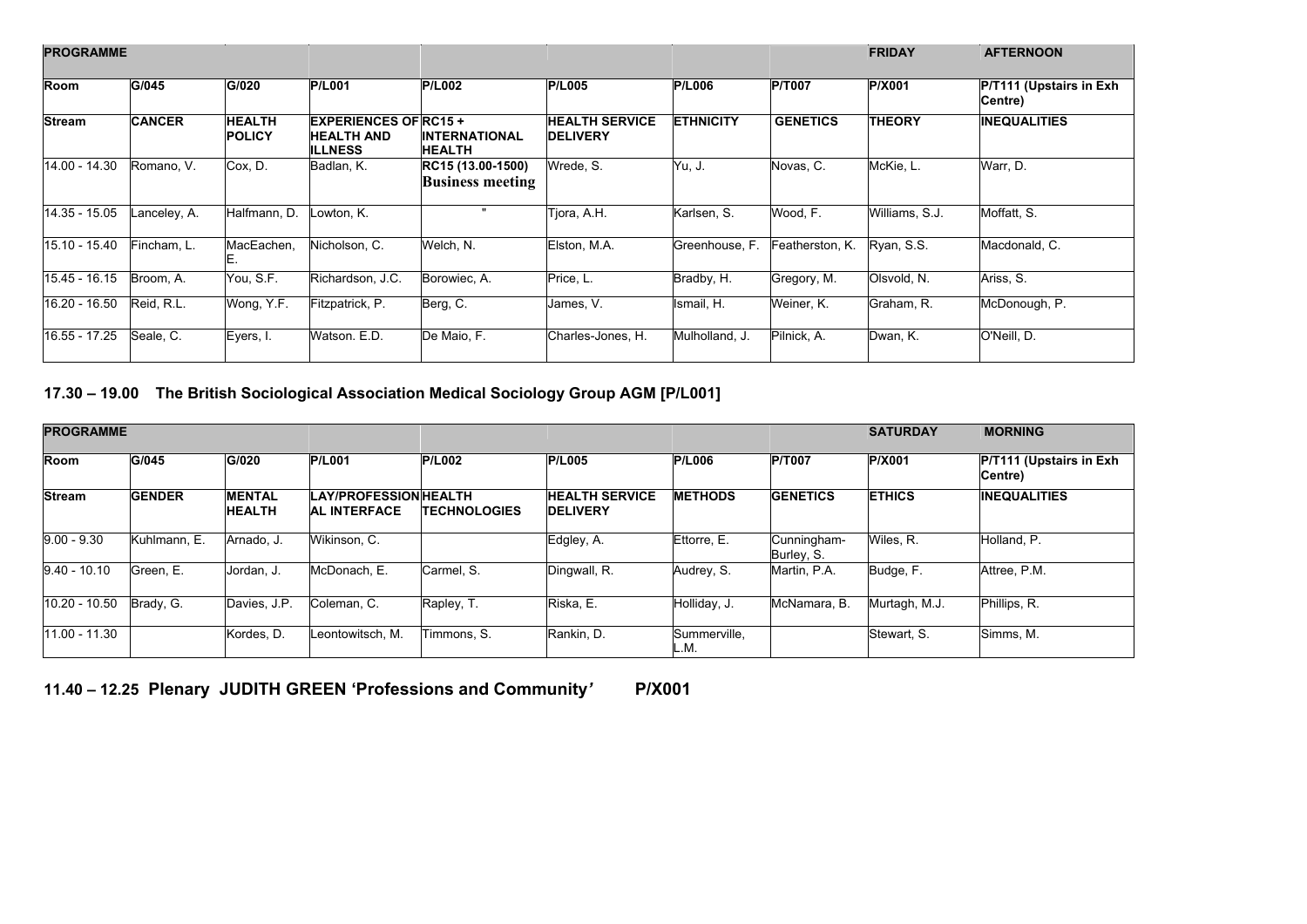| PROGRAMME | | | | | | | | FRIDAY | AFTERNOON |
|---|---|---|---|---|---|---|---|---|---|
| **Room** | **G/045** | **G/020** | **P/L001** | **P/L002** | **P/L005** | **P/L006** | **P/T007** | **P/X001** | **P/T111 (Upstairs in Exh Centre)** |
| **Stream** | **CANCER** | **HEALTH POLICY** | **EXPERIENCES OF HEALTH AND ILLNESS** | **RC15 + INTERNATIONAL HEALTH** | **HEALTH SERVICE DELIVERY** | **ETHNICITY** | **GENETICS** | **THEORY** | **INEQUALITIES** |
| 14.00 - 14.30 | Romano, V. | Cox, D. | Badlan, K. | RC15 (13.00-1500) **Business meeting** | Wrede, S. | Yu, J. | Novas, C. | McKie, L. | Warr, D. |
| 14.35 - 15.05 | Lanceley, A. | Halfmann, D. | Lowton, K. | " | Tjora, A.H. | Karlsen, S. | Wood, F. | Williams, S.J. | Moffatt, S. |
| 15.10 - 15.40 | Fincham, L. | MacEachen, E. | Nicholson, C. | Welch, N. | Elston, M.A. | Greenhouse, F. | Featherston, K. | Ryan, S.S. | Macdonald, C. |
| 15.45 - 16.15 | Broom, A. | You, S.F. | Richardson, J.C. | Borowiec, A. | Price, L. | Bradby, H. | Gregory, M. | Olsvold, N. | Ariss, S. |
| 16.20 - 16.50 | Reid, R.L. | Wong, Y.F. | Fitzpatrick, P. | Berg, C. | James, V. | Ismail, H. | Weiner, K. | Graham, R. | McDonough, P. |
| 16.55 - 17.25 | Seale, C. | Eyers, I. | Watson. E.D. | De Maio, F. | Charles-Jones, H. | Mulholland, J. | Pilnick, A. | Dwan, K. | O'Neill, D. |

## 17.30 – 19.00 The British Sociological Association Medical Sociology Group AGM [P/L001]

| PROGRAMME | | | | | | | | SATURDAY | MORNING |
|---|---|---|---|---|---|---|---|---|---|
| **Room** | **G/045** | **G/020** | **P/L001** | **P/L002** | **P/L005** | **P/L006** | **P/T007** | **P/X001** | **P/T111 (Upstairs in Exh Centre)** |
| **Stream** | **GENDER** | **MENTAL HEALTH** | **LAY/PROFESSIONAL INTERFACE** | **HEALTH TECHNOLOGIES** | **HEALTH SERVICE DELIVERY** | **METHODS** | **GENETICS** | **ETHICS** | **INEQUALITIES** |
| 9.00 - 9.30 | Kuhlmann, E. | Arnado, J. | Wikinson, C. | | Edgley, A. | Ettorre, E. | Cunningham-Burley, S. | Wiles, R. | Holland, P. |
| 9.40 - 10.10 | Green, E. | Jordan, J. | McDonach, E. | Carmel, S. | Dingwall, R. | Audrey, S. | Martin, P.A. | Budge, F. | Attree, P.M. |
| 10.20 - 10.50 | Brady, G. | Davies, J.P. | Coleman, C. | Rapley, T. | Riska, E. | Holliday, J. | McNamara, B. | Murtagh, M.J. | Phillips, R. |
| 11.00 - 11.30 | | Kordes, D. | Leontowitsch, M. | Timmons, S. | Rankin, D. | Summerville, L.M. | | Stewart, S. | Simms, M. |

## 11.40 – 12.25 Plenary JUDITH GREEN 'Professions and Community' P/X001